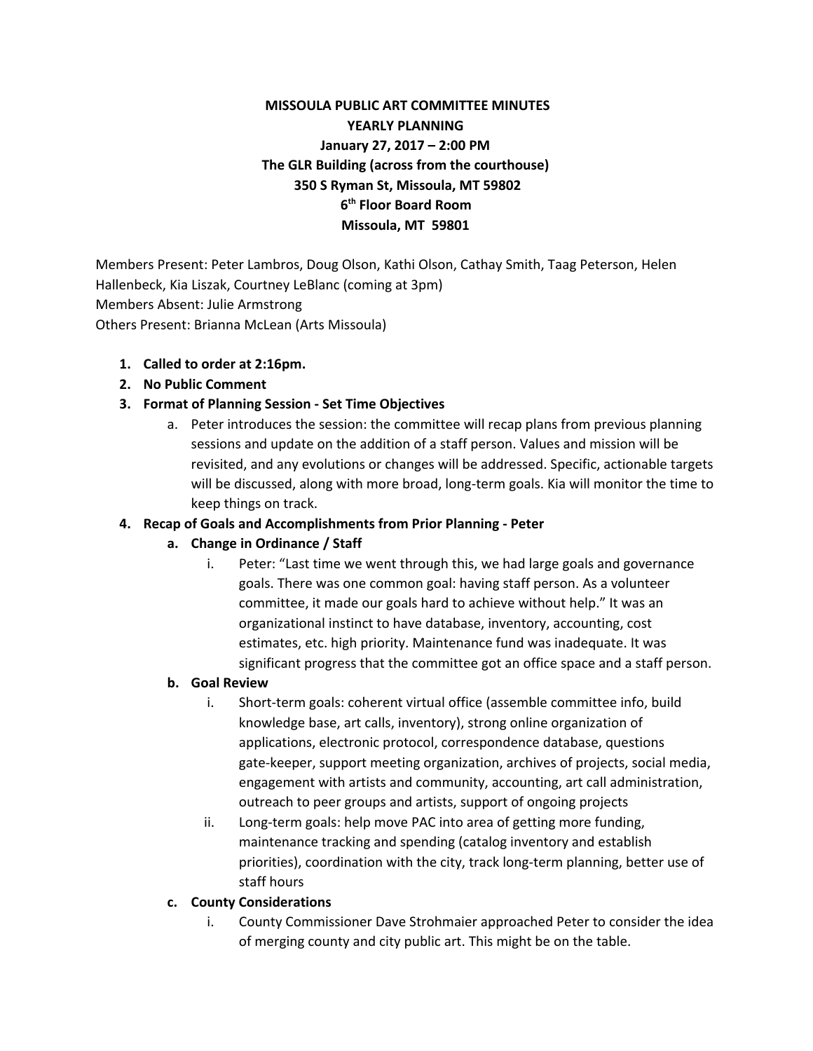**MISSOULA PUBLIC ART COMMITTEE MINUTES**
**YEARLY PLANNING**
**January 27, 2017 – 2:00 PM**
**The GLR Building (across from the courthouse)**
**350 S Ryman St, Missoula, MT 59802**
**6th Floor Board Room**
**Missoula, MT 59801**

Members Present: Peter Lambros, Doug Olson, Kathi Olson, Cathay Smith, Taag Peterson, Helen Hallenbeck, Kia Liszak, Courtney LeBlanc (coming at 3pm)
Members Absent: Julie Armstrong
Others Present: Brianna McLean (Arts Missoula)

1. **Called to order at 2:16pm.**
2. **No Public Comment**
3. **Format of Planning Session - Set Time Objectives**
   a. Peter introduces the session: the committee will recap plans from previous planning sessions and update on the addition of a staff person. Values and mission will be revisited, and any evolutions or changes will be addressed. Specific, actionable targets will be discussed, along with more broad, long-term goals. Kia will monitor the time to keep things on track.
4. **Recap of Goals and Accomplishments from Prior Planning - Peter**
   a. **Change in Ordinance / Staff**
      i. Peter: "Last time we went through this, we had large goals and governance goals. There was one common goal: having staff person. As a volunteer committee, it made our goals hard to achieve without help." It was an organizational instinct to have database, inventory, accounting, cost estimates, etc. high priority. Maintenance fund was inadequate. It was significant progress that the committee got an office space and a staff person.
   b. **Goal Review**
      i. Short-term goals: coherent virtual office (assemble committee info, build knowledge base, art calls, inventory), strong online organization of applications, electronic protocol, correspondence database, questions gate-keeper, support meeting organization, archives of projects, social media, engagement with artists and community, accounting, art call administration, outreach to peer groups and artists, support of ongoing projects
      ii. Long-term goals: help move PAC into area of getting more funding, maintenance tracking and spending (catalog inventory and establish priorities), coordination with the city, track long-term planning, better use of staff hours
   c. **County Considerations**
      i. County Commissioner Dave Strohmaier approached Peter to consider the idea of merging county and city public art. This might be on the table.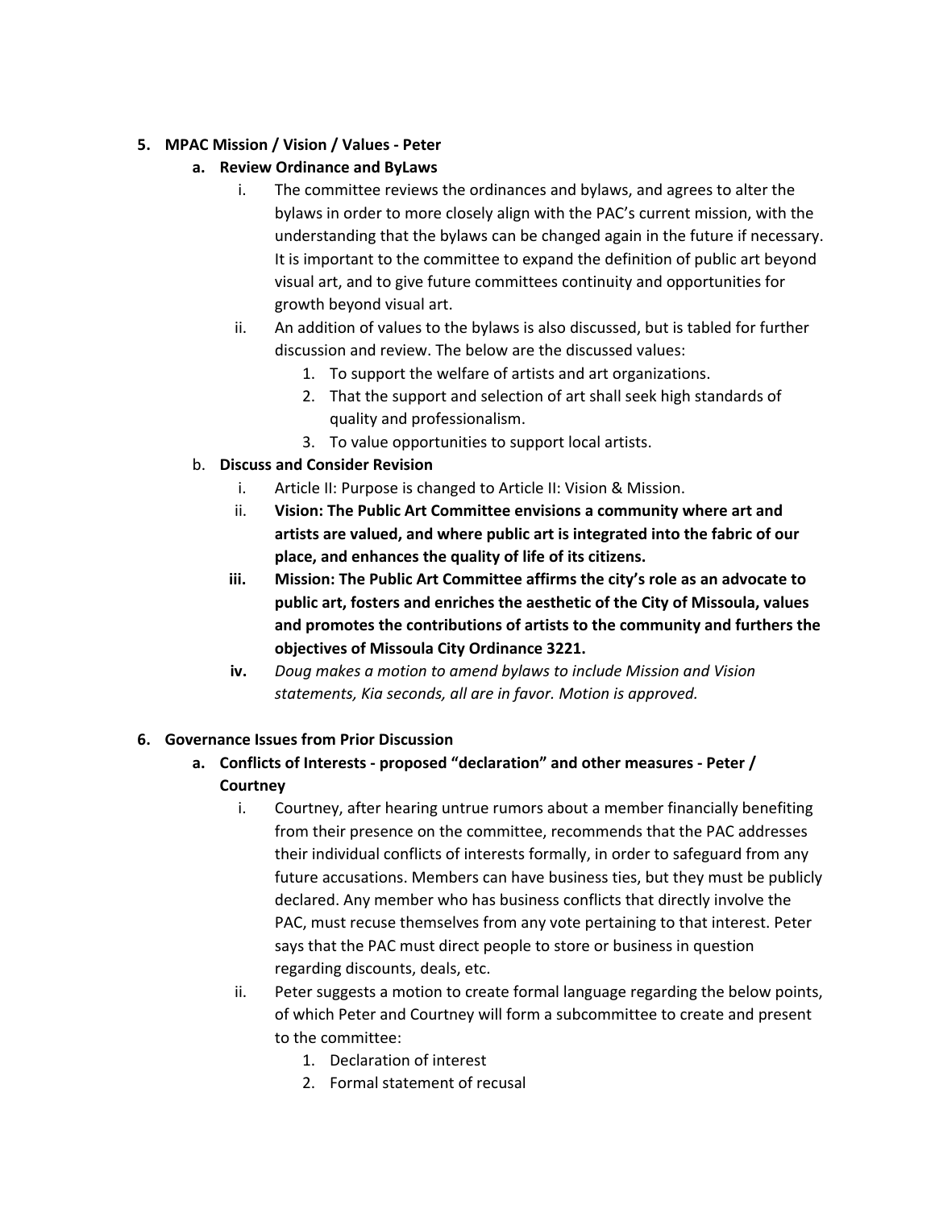5. **MPAC Mission / Vision / Values - Peter**
   a. **Review Ordinance and ByLaws**
      i. The committee reviews the ordinances and bylaws, and agrees to alter the bylaws in order to more closely align with the PAC's current mission, with the understanding that the bylaws can be changed again in the future if necessary. It is important to the committee to expand the definition of public art beyond visual art, and to give future committees continuity and opportunities for growth beyond visual art.
      ii. An addition of values to the bylaws is also discussed, but is tabled for further discussion and review. The below are the discussed values:
         1. To support the welfare of artists and art organizations.
         2. That the support and selection of art shall seek high standards of quality and professionalism.
         3. To value opportunities to support local artists.

   b. **Discuss and Consider Revision**
      i. Article II: Purpose is changed to Article II: Vision & Mission.
      ii. **Vision: The Public Art Committee envisions a community where art and artists are valued, and where public art is integrated into the fabric of our place, and enhances the quality of life of its citizens.**
      iii. **Mission: The Public Art Committee affirms the city's role as an advocate to public art, fosters and enriches the aesthetic of the City of Missoula, values and promotes the contributions of artists to the community and furthers the objectives of Missoula City Ordinance 3221.**
      iv. *Doug makes a motion to amend bylaws to include Mission and Vision statements, Kia seconds, all are in favor. Motion is approved.*

6. **Governance Issues from Prior Discussion**
   a. **Conflicts of Interests - proposed "declaration" and other measures - Peter / Courtney**
      i. Courtney, after hearing untrue rumors about a member financially benefiting from their presence on the committee, recommends that the PAC addresses their individual conflicts of interests formally, in order to safeguard from any future accusations. Members can have business ties, but they must be publicly declared. Any member who has business conflicts that directly involve the PAC, must recuse themselves from any vote pertaining to that interest. Peter says that the PAC must direct people to store or business in question regarding discounts, deals, etc.
      ii. Peter suggests a motion to create formal language regarding the below points, of which Peter and Courtney will form a subcommittee to create and present to the committee:
         1. Declaration of interest
         2. Formal statement of recusal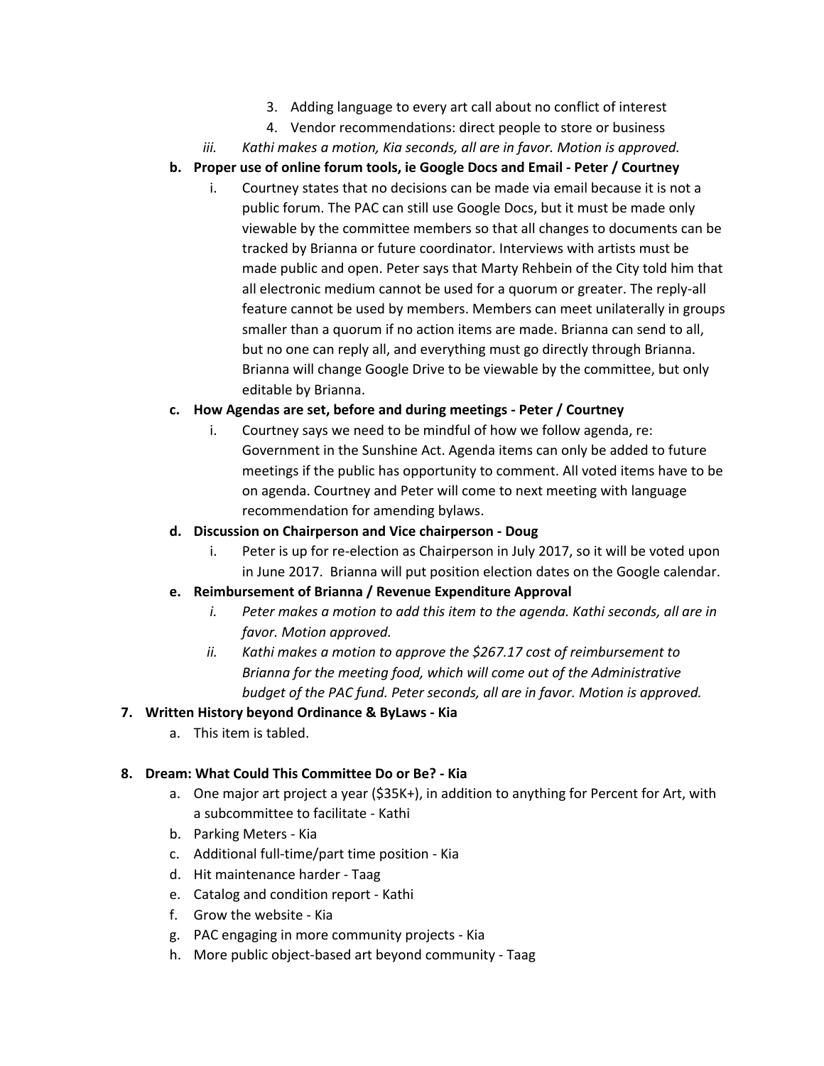3. Adding language to every art call about no conflict of interest
        4. Vendor recommendations: direct people to store or business

    iii. *Kathi makes a motion, Kia seconds, all are in favor. Motion is approved.*

- **b. Proper use of online forum tools, ie Google Docs and Email - Peter / Courtney**
    - i. Courtney states that no decisions can be made via email because it is not a public forum. The PAC can still use Google Docs, but it must be made only viewable by the committee members so that all changes to documents can be tracked by Brianna or future coordinator. Interviews with artists must be made public and open. Peter says that Marty Rehbein of the City told him that all electronic medium cannot be used for a quorum or greater. The reply-all feature cannot be used by members. Members can meet unilaterally in groups smaller than a quorum if no action items are made. Brianna can send to all, but no one can reply all, and everything must go directly through Brianna. Brianna will change Google Drive to be viewable by the committee, but only editable by Brianna.
- **c. How Agendas are set, before and during meetings - Peter / Courtney**
    - i. Courtney says we need to be mindful of how we follow agenda, re: Government in the Sunshine Act. Agenda items can only be added to future meetings if the public has opportunity to comment. All voted items have to be on agenda. Courtney and Peter will come to next meeting with language recommendation for amending bylaws.
- **d. Discussion on Chairperson and Vice chairperson - Doug**
    - i. Peter is up for re-election as Chairperson in July 2017, so it will be voted upon in June 2017. Brianna will put position election dates on the Google calendar.
- **e. Reimbursement of Brianna / Revenue Expenditure Approval**
    - i. *Peter makes a motion to add this item to the agenda. Kathi seconds, all are in favor. Motion approved.*
    - ii. *Kathi makes a motion to approve the $267.17 cost of reimbursement to Brianna for the meeting food, which will come out of the Administrative budget of the PAC fund. Peter seconds, all are in favor. Motion is approved.*

**7. Written History beyond Ordinance & ByLaws - Kia**

- a. This item is tabled.

**8. Dream: What Could This Committee Do or Be? - Kia**

- a. One major art project a year ($35K+), in addition to anything for Percent for Art, with a subcommittee to facilitate - Kathi
- b. Parking Meters - Kia
- c. Additional full-time/part time position - Kia
- d. Hit maintenance harder - Taag
- e. Catalog and condition report - Kathi
- f. Grow the website - Kia
- g. PAC engaging in more community projects - Kia
- h. More public object-based art beyond community - Taag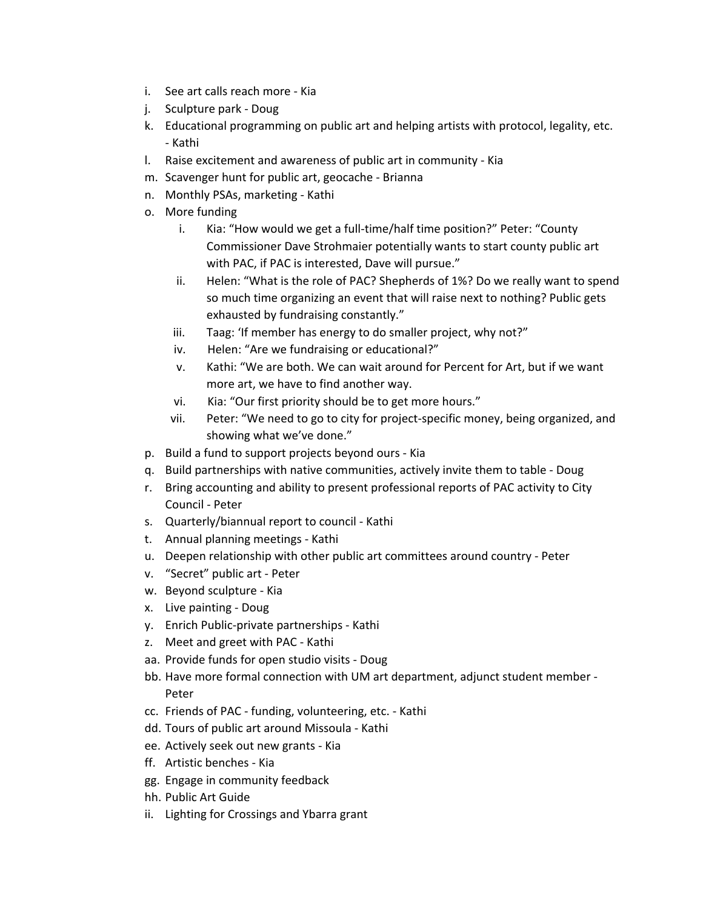i. See art calls reach more - Kia
j. Sculpture park - Doug
k. Educational programming on public art and helping artists with protocol, legality, etc. - Kathi
l. Raise excitement and awareness of public art in community - Kia
m. Scavenger hunt for public art, geocache - Brianna
n. Monthly PSAs, marketing - Kathi
o. More funding
    i. Kia: "How would we get a full-time/half time position?" Peter: "County Commissioner Dave Strohmaier potentially wants to start county public art with PAC, if PAC is interested, Dave will pursue."
    ii. Helen: "What is the role of PAC? Shepherds of 1%? Do we really want to spend so much time organizing an event that will raise next to nothing? Public gets exhausted by fundraising constantly."
    iii. Taag: 'If member has energy to do smaller project, why not?"
    iv. Helen: "Are we fundraising or educational?"
    v. Kathi: "We are both. We can wait around for Percent for Art, but if we want more art, we have to find another way.
    vi. Kia: "Our first priority should be to get more hours."
    vii. Peter: "We need to go to city for project-specific money, being organized, and showing what we've done."
p. Build a fund to support projects beyond ours - Kia
q. Build partnerships with native communities, actively invite them to table - Doug
r. Bring accounting and ability to present professional reports of PAC activity to City Council - Peter
s. Quarterly/biannual report to council - Kathi
t. Annual planning meetings - Kathi
u. Deepen relationship with other public art committees around country - Peter
v. "Secret" public art - Peter
w. Beyond sculpture - Kia
x. Live painting - Doug
y. Enrich Public-private partnerships - Kathi
z. Meet and greet with PAC - Kathi
aa. Provide funds for open studio visits - Doug
bb. Have more formal connection with UM art department, adjunct student member - Peter
cc. Friends of PAC - funding, volunteering, etc. - Kathi
dd. Tours of public art around Missoula - Kathi
ee. Actively seek out new grants - Kia
ff. Artistic benches - Kia
gg. Engage in community feedback
hh. Public Art Guide
ii. Lighting for Crossings and Ybarra grant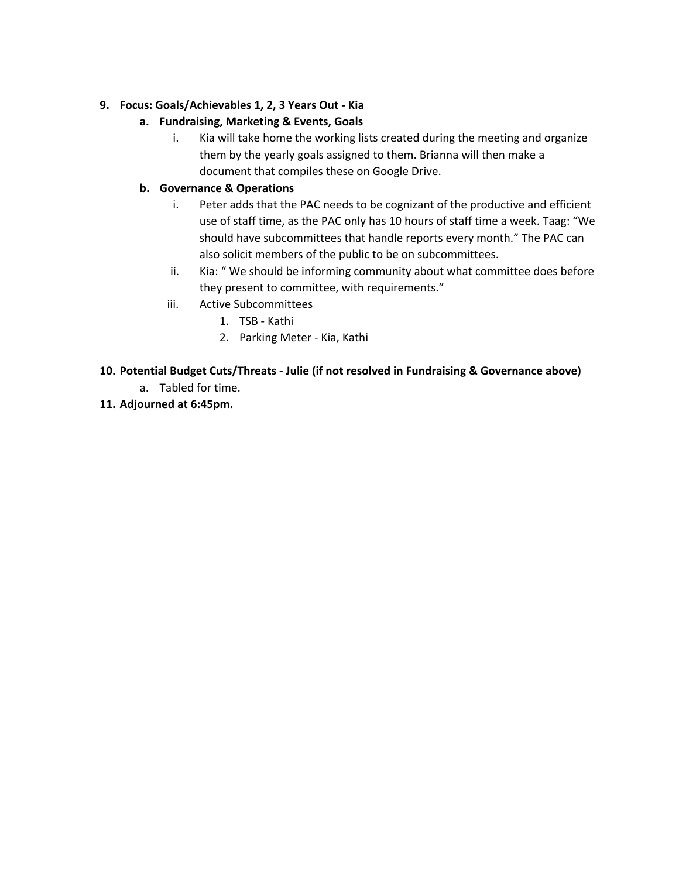9. **Focus: Goals/Achievables 1, 2, 3 Years Out - Kia**
    a. **Fundraising, Marketing & Events, Goals**
        i. Kia will take home the working lists created during the meeting and organize them by the yearly goals assigned to them. Brianna will then make a document that compiles these on Google Drive.
    b. **Governance & Operations**
        i. Peter adds that the PAC needs to be cognizant of the productive and efficient use of staff time, as the PAC only has 10 hours of staff time a week. Taag: "We should have subcommittees that handle reports every month." The PAC can also solicit members of the public to be on subcommittees.
        ii. Kia: " We should be informing community about what committee does before they present to committee, with requirements."
        iii. Active Subcommittees
            1. TSB - Kathi
            2. Parking Meter - Kia, Kathi

10. **Potential Budget Cuts/Threats - Julie (if not resolved in Fundraising & Governance above)**
    a. Tabled for time.
11. **Adjourned at 6:45pm.**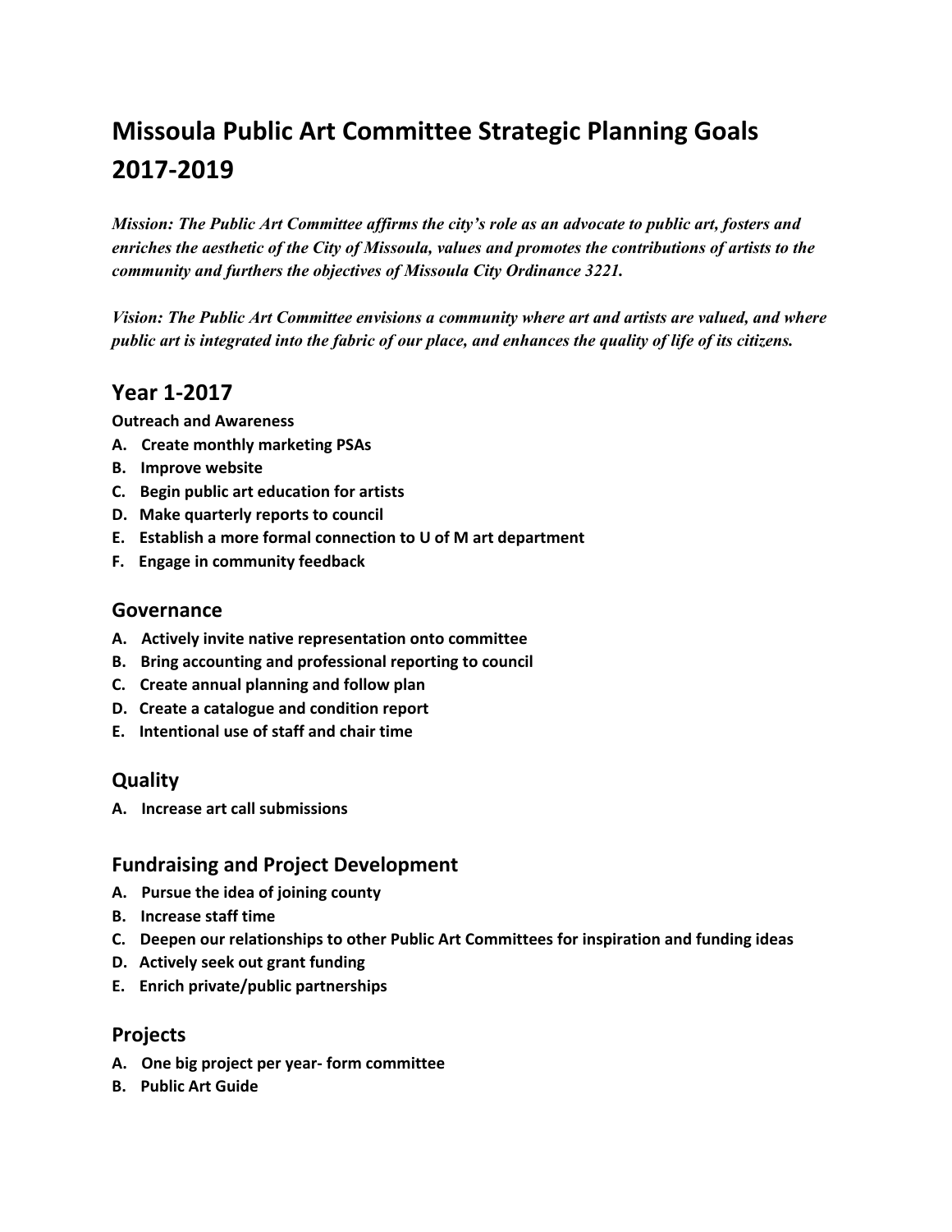# Missoula Public Art Committee Strategic Planning Goals 2017-2019

***Mission: The Public Art Committee affirms the city's role as an advocate to public art, fosters and enriches the aesthetic of the City of Missoula, values and promotes the contributions of artists to the community and furthers the objectives of Missoula City Ordinance 3221.***

***Vision: The Public Art Committee envisions a community where art and artists are valued, and where public art is integrated into the fabric of our place, and enhances the quality of life of its citizens.***

## Year 1-2017

**Outreach and Awareness**

**A. Create monthly marketing PSAs**
**B. Improve website**
**C. Begin public art education for artists**
**D. Make quarterly reports to council**
**E. Establish a more formal connection to U of M art department**
**F. Engage in community feedback**

### Governance

**A. Actively invite native representation onto committee**
**B. Bring accounting and professional reporting to council**
**C. Create annual planning and follow plan**
**D. Create a catalogue and condition report**
**E. Intentional use of staff and chair time**

### Quality

**A. Increase art call submissions**

### Fundraising and Project Development

**A. Pursue the idea of joining county**
**B. Increase staff time**
**C. Deepen our relationships to other Public Art Committees for inspiration and funding ideas**
**D. Actively seek out grant funding**
**E. Enrich private/public partnerships**

### Projects

**A. One big project per year- form committee**
**B. Public Art Guide**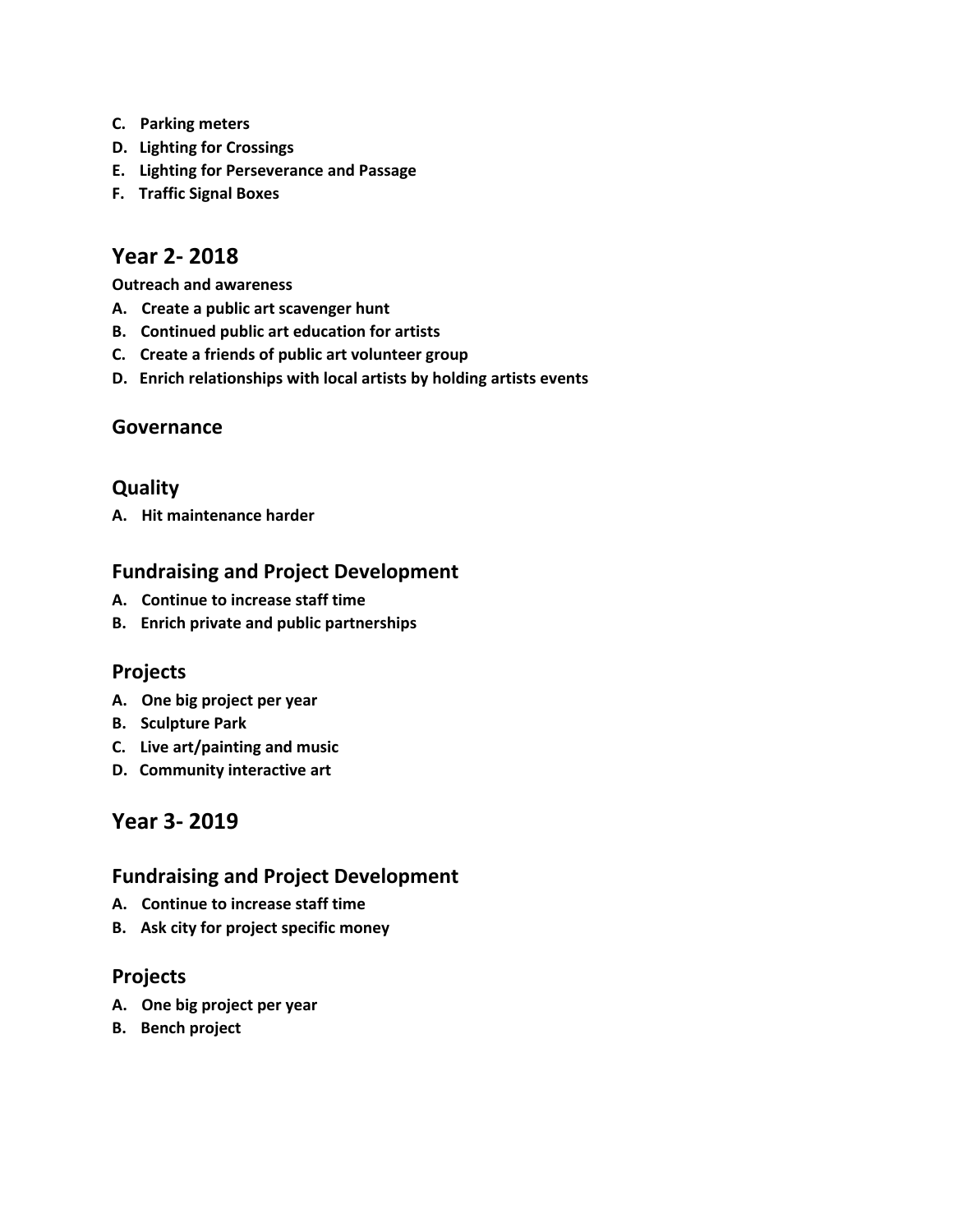- **C. Parking meters**
- **D. Lighting for Crossings**
- **E. Lighting for Perseverance and Passage**
- **F. Traffic Signal Boxes**

# Year 2- 2018

**Outreach and awareness**

- **A. Create a public art scavenger hunt**
- **B. Continued public art education for artists**
- **C. Create a friends of public art volunteer group**
- **D. Enrich relationships with local artists by holding artists events**

## Governance

## Quality

- **A. Hit maintenance harder**

## Fundraising and Project Development

- **A. Continue to increase staff time**
- **B. Enrich private and public partnerships**

## Projects

- **A. One big project per year**
- **B. Sculpture Park**
- **C. Live art/painting and music**
- **D. Community interactive art**

# Year 3- 2019

## Fundraising and Project Development

- **A. Continue to increase staff time**
- **B. Ask city for project specific money**

## Projects

- **A. One big project per year**
- **B. Bench project**